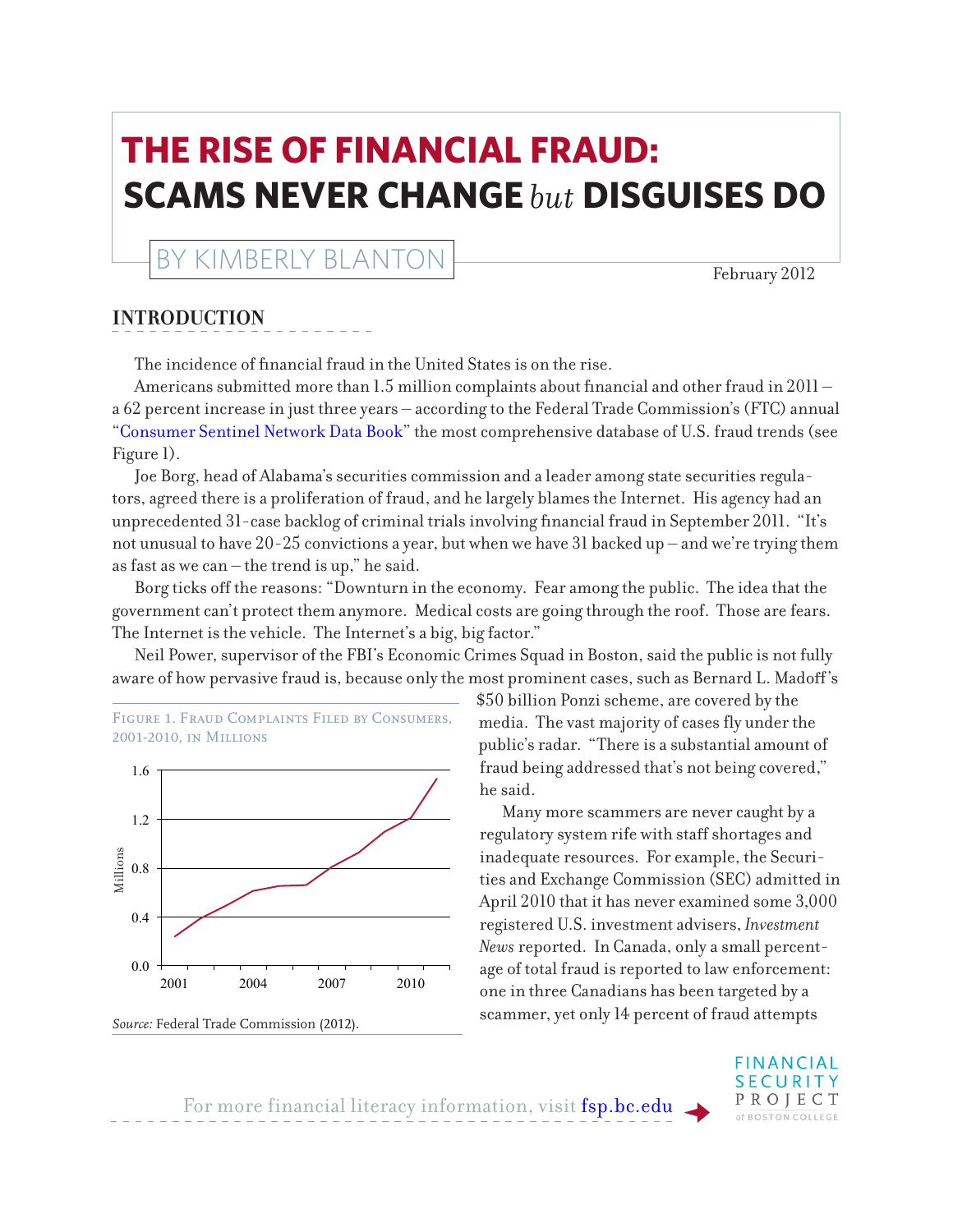# THE RISE OF FINANCIAL FRAUD: SCAMS NEVER CHANGE *but* DISGUISES DO

BY KIMBERLY BLANTON

February 2012

## INTRODUCTION

The incidence of financial fraud in the United States is on the rise.

Americans submitted more than 1.5 million complaints about financial and other fraud in 2011 – a 62 percent increase in just three years – according to the Federal Trade Commission's (FTC) annual "Consumer Sentinel Network Data Book" the most comprehensive database of U.S. fraud trends (see Figure 1).

Joe Borg, head of Alabama's securities commission and a leader among state securities regulators, agreed there is a proliferation of fraud, and he largely blames the Internet. His agency had an unprecedented 31-case backlog of criminal trials involving financial fraud in September 2011. "It's not unusual to have 20-25 convictions a year, but when we have 31 backed up – and we're trying them as fast as we can – the trend is up," he said.

Borg ticks off the reasons: "Downturn in the economy. Fear among the public. The idea that the government can't protect them anymore. Medical costs are going through the roof. Those are fears. The Internet is the vehicle. The Internet's a big, big factor."

Neil Power, supervisor of the FBI's Economic Crimes Squad in Boston, said the public is not fully aware of how pervasive fraud is, because only the most prominent cases, such as Bernard L. Madoff's $50 billion Ponzi scheme, are covered by the media. The vast majority of cases fly under the public's radar. "There is a substantial amount of fraud being addressed that's not being covered," he said.

Many more scammers are never caught by a regulatory system rife with staff shortages and inadequate resources. For example, the Securities and Exchange Commission (SEC) admitted in April 2010 that it has never examined some 3,000 registered U.S. investment advisers, *Investment News* reported. In Canada, only a small percentage of total fraud is reported to law enforcement: one in three Canadians has been targeted by a scammer, yet only 14 percent of fraud attempts

Figure 1. Fraud Complaints Filed by Consumers, 2001-2010, in Millions

*Source:* Federal Trade Commission (2012).

For more financial literacy information, visit fsp.bc.edu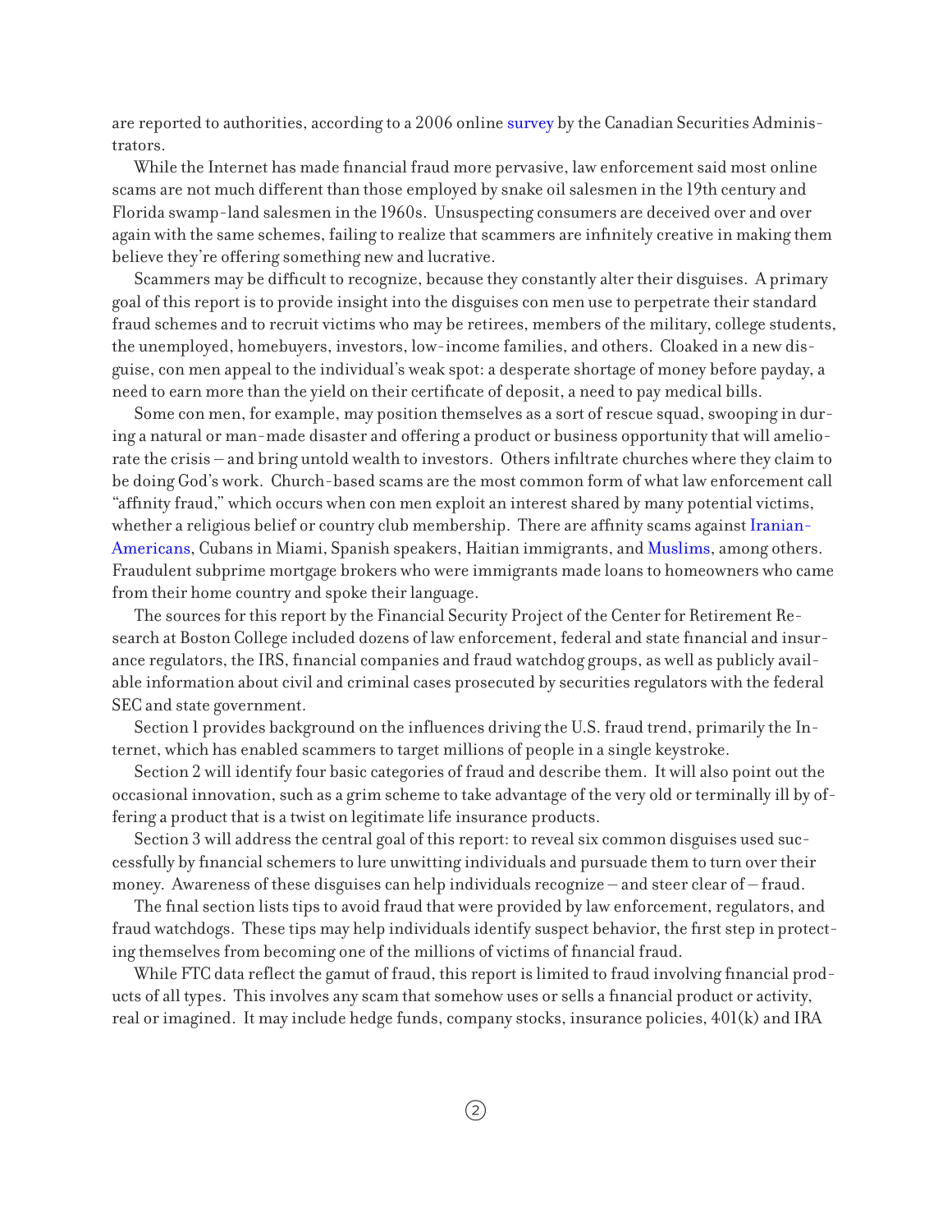are reported to authorities, according to a 2006 online survey by the Canadian Securities Administrators.

While the Internet has made financial fraud more pervasive, law enforcement said most online scams are not much different than those employed by snake oil salesmen in the 19th century and Florida swamp-land salesmen in the 1960s. Unsuspecting consumers are deceived over and over again with the same schemes, failing to realize that scammers are infinitely creative in making them believe they're offering something new and lucrative.

Scammers may be difficult to recognize, because they constantly alter their disguises. A primary goal of this report is to provide insight into the disguises con men use to perpetrate their standard fraud schemes and to recruit victims who may be retirees, members of the military, college students, the unemployed, homebuyers, investors, low-income families, and others. Cloaked in a new disguise, con men appeal to the individual's weak spot: a desperate shortage of money before payday, a need to earn more than the yield on their certificate of deposit, a need to pay medical bills.

Some con men, for example, may position themselves as a sort of rescue squad, swooping in during a natural or man-made disaster and offering a product or business opportunity that will ameliorate the crisis – and bring untold wealth to investors. Others infiltrate churches where they claim to be doing God's work. Church-based scams are the most common form of what law enforcement call "affinity fraud," which occurs when con men exploit an interest shared by many potential victims, whether a religious belief or country club membership. There are affinity scams against Iranian-Americans, Cubans in Miami, Spanish speakers, Haitian immigrants, and Muslims, among others. Fraudulent subprime mortgage brokers who were immigrants made loans to homeowners who came from their home country and spoke their language.

The sources for this report by the Financial Security Project of the Center for Retirement Research at Boston College included dozens of law enforcement, federal and state financial and insurance regulators, the IRS, financial companies and fraud watchdog groups, as well as publicly available information about civil and criminal cases prosecuted by securities regulators with the federal SEC and state government.

Section 1 provides background on the influences driving the U.S. fraud trend, primarily the Internet, which has enabled scammers to target millions of people in a single keystroke.

Section 2 will identify four basic categories of fraud and describe them. It will also point out the occasional innovation, such as a grim scheme to take advantage of the very old or terminally ill by offering a product that is a twist on legitimate life insurance products.

Section 3 will address the central goal of this report: to reveal six common disguises used successfully by financial schemers to lure unwitting individuals and pursuade them to turn over their money. Awareness of these disguises can help individuals recognize – and steer clear of – fraud.

The final section lists tips to avoid fraud that were provided by law enforcement, regulators, and fraud watchdogs. These tips may help individuals identify suspect behavior, the first step in protecting themselves from becoming one of the millions of victims of financial fraud.

While FTC data reflect the gamut of fraud, this report is limited to fraud involving financial products of all types. This involves any scam that somehow uses or sells a financial product or activity, real or imagined. It may include hedge funds, company stocks, insurance policies, 401(k) and IRA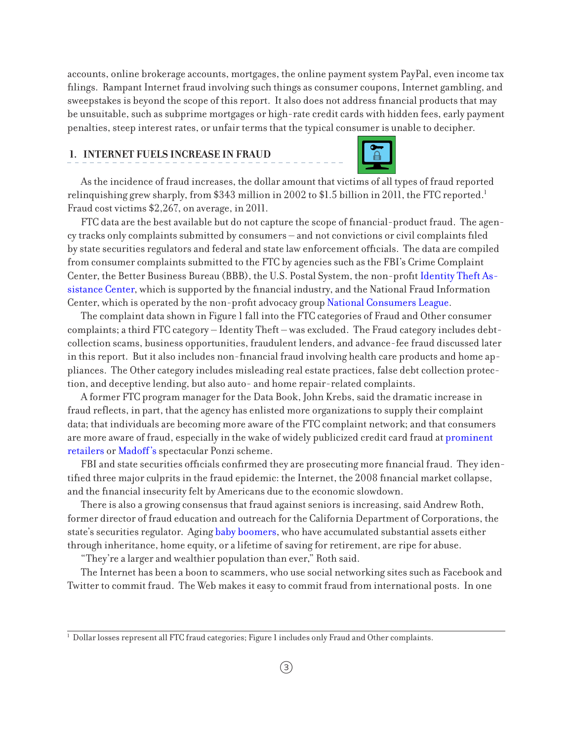accounts, online brokerage accounts, mortgages, the online payment system PayPal, even income tax filings. Rampant Internet fraud involving such things as consumer coupons, Internet gambling, and sweepstakes is beyond the scope of this report. It also does not address financial products that may be unsuitable, such as subprime mortgages or high-rate credit cards with hidden fees, early payment penalties, steep interest rates, or unfair terms that the typical consumer is unable to decipher.

## 1. INTERNET FUELS INCREASE IN FRAUD

As the incidence of fraud increases, the dollar amount that victims of all types of fraud reported relinquishing grew sharply, from $343 million in 2002 to $1.5 billion in 2011, the FTC reported.[1] Fraud cost victims $2,267, on average, in 2011.

FTC data are the best available but do not capture the scope of financial-product fraud. The agency tracks only complaints submitted by consumers – and not convictions or civil complaints filed by state securities regulators and federal and state law enforcement officials. The data are compiled from consumer complaints submitted to the FTC by agencies such as the FBI's Crime Complaint Center, the Better Business Bureau (BBB), the U.S. Postal System, the non-profit Identity Theft Assistance Center, which is supported by the financial industry, and the National Fraud Information Center, which is operated by the non-profit advocacy group National Consumers League.

The complaint data shown in Figure 1 fall into the FTC categories of Fraud and Other consumer complaints; a third FTC category – Identity Theft – was excluded. The Fraud category includes debt-collection scams, business opportunities, fraudulent lenders, and advance-fee fraud discussed later in this report. But it also includes non-financial fraud involving health care products and home appliances. The Other category includes misleading real estate practices, false debt collection protection, and deceptive lending, but also auto- and home repair-related complaints.

A former FTC program manager for the Data Book, John Krebs, said the dramatic increase in fraud reflects, in part, that the agency has enlisted more organizations to supply their complaint data; that individuals are becoming more aware of the FTC complaint network; and that consumers are more aware of fraud, especially in the wake of widely publicized credit card fraud at prominent retailers or Madoff's spectacular Ponzi scheme.

FBI and state securities officials confirmed they are prosecuting more financial fraud. They identified three major culprits in the fraud epidemic: the Internet, the 2008 financial market collapse, and the financial insecurity felt by Americans due to the economic slowdown.

There is also a growing consensus that fraud against seniors is increasing, said Andrew Roth, former director of fraud education and outreach for the California Department of Corporations, the state's securities regulator. Aging baby boomers, who have accumulated substantial assets either through inheritance, home equity, or a lifetime of saving for retirement, are ripe for abuse.

"They're a larger and wealthier population than ever," Roth said.

The Internet has been a boon to scammers, who use social networking sites such as Facebook and Twitter to commit fraud. The Web makes it easy to commit fraud from international posts. In one

[1] Dollar losses represent all FTC fraud categories; Figure 1 includes only Fraud and Other complaints.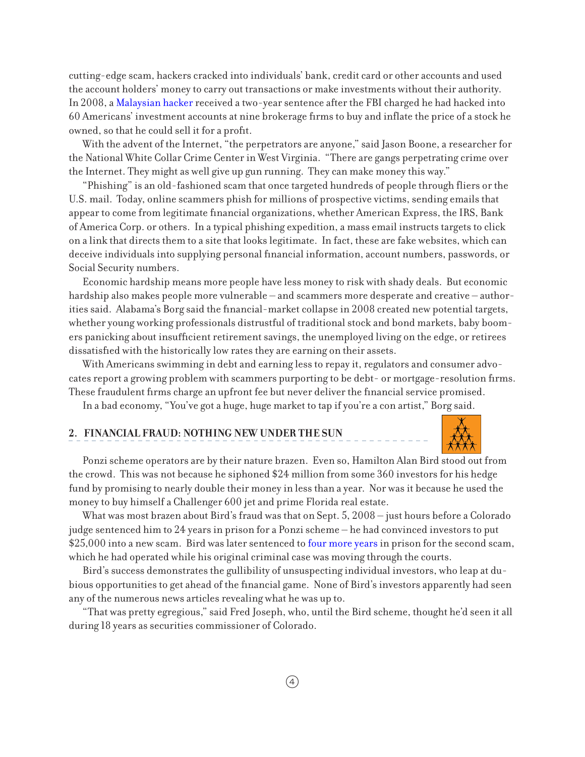cutting-edge scam, hackers cracked into individuals' bank, credit card or other accounts and used the account holders' money to carry out transactions or make investments without their authority. In 2008, a Malaysian hacker received a two-year sentence after the FBI charged he had hacked into 60 Americans' investment accounts at nine brokerage firms to buy and inflate the price of a stock he owned, so that he could sell it for a profit.

With the advent of the Internet, "the perpetrators are anyone," said Jason Boone, a researcher for the National White Collar Crime Center in West Virginia. "There are gangs perpetrating crime over the Internet. They might as well give up gun running. They can make money this way."

"Phishing" is an old-fashioned scam that once targeted hundreds of people through fliers or the U.S. mail. Today, online scammers phish for millions of prospective victims, sending emails that appear to come from legitimate financial organizations, whether American Express, the IRS, Bank of America Corp. or others. In a typical phishing expedition, a mass email instructs targets to click on a link that directs them to a site that looks legitimate. In fact, these are fake websites, which can deceive individuals into supplying personal financial information, account numbers, passwords, or Social Security numbers.

Economic hardship means more people have less money to risk with shady deals. But economic hardship also makes people more vulnerable – and scammers more desperate and creative – authorities said. Alabama's Borg said the financial-market collapse in 2008 created new potential targets, whether young working professionals distrustful of traditional stock and bond markets, baby boomers panicking about insufficient retirement savings, the unemployed living on the edge, or retirees dissatisfied with the historically low rates they are earning on their assets.

With Americans swimming in debt and earning less to repay it, regulators and consumer advocates report a growing problem with scammers purporting to be debt- or mortgage-resolution firms. These fraudulent firms charge an upfront fee but never deliver the financial service promised.

In a bad economy, "You've got a huge, huge market to tap if you're a con artist," Borg said.

## 2. FINANCIAL FRAUD: NOTHING NEW UNDER THE SUN

Ponzi scheme operators are by their nature brazen. Even so, Hamilton Alan Bird stood out from the crowd. This was not because he siphoned $24 million from some 360 investors for his hedge fund by promising to nearly double their money in less than a year. Nor was it because he used the money to buy himself a Challenger 600 jet and prime Florida real estate.

What was most brazen about Bird's fraud was that on Sept. 5, 2008 – just hours before a Colorado judge sentenced him to 24 years in prison for a Ponzi scheme – he had convinced investors to put $25,000 into a new scam. Bird was later sentenced to four more years in prison for the second scam, which he had operated while his original criminal case was moving through the courts.

Bird's success demonstrates the gullibility of unsuspecting individual investors, who leap at dubious opportunities to get ahead of the financial game. None of Bird's investors apparently had seen any of the numerous news articles revealing what he was up to.

"That was pretty egregious," said Fred Joseph, who, until the Bird scheme, thought he'd seen it all during 18 years as securities commissioner of Colorado.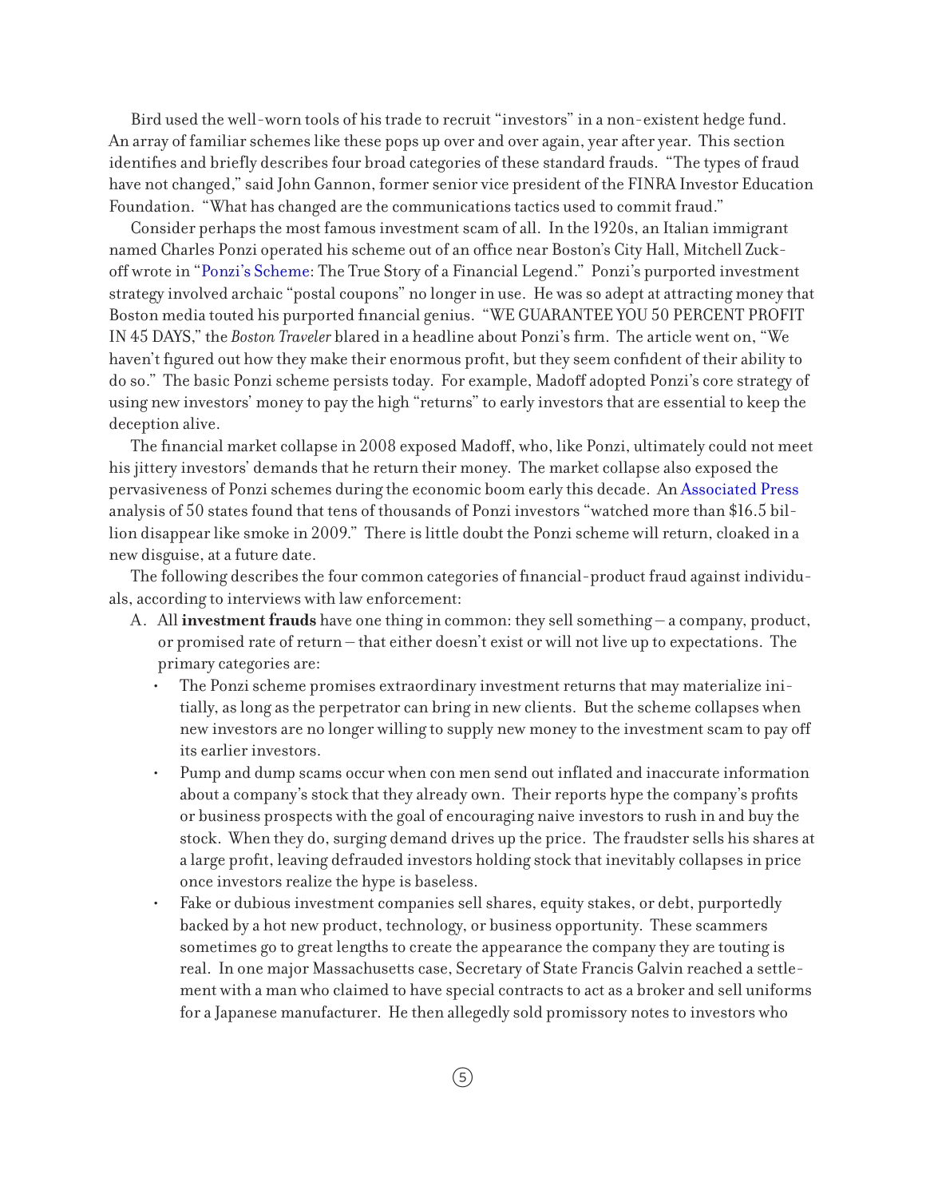Bird used the well-worn tools of his trade to recruit "investors" in a non-existent hedge fund. An array of familiar schemes like these pops up over and over again, year after year. This section identifies and briefly describes four broad categories of these standard frauds. "The types of fraud have not changed," said John Gannon, former senior vice president of the FINRA Investor Education Foundation. "What has changed are the communications tactics used to commit fraud."

Consider perhaps the most famous investment scam of all. In the 1920s, an Italian immigrant named Charles Ponzi operated his scheme out of an office near Boston's City Hall, Mitchell Zuckoff wrote in "Ponzi's Scheme: The True Story of a Financial Legend." Ponzi's purported investment strategy involved archaic "postal coupons" no longer in use. He was so adept at attracting money that Boston media touted his purported financial genius. "WE GUARANTEE YOU 50 PERCENT PROFIT IN 45 DAYS," the *Boston Traveler* blared in a headline about Ponzi's firm. The article went on, "We haven't figured out how they make their enormous profit, but they seem confident of their ability to do so." The basic Ponzi scheme persists today. For example, Madoff adopted Ponzi's core strategy of using new investors' money to pay the high "returns" to early investors that are essential to keep the deception alive.

The financial market collapse in 2008 exposed Madoff, who, like Ponzi, ultimately could not meet his jittery investors' demands that he return their money. The market collapse also exposed the pervasiveness of Ponzi schemes during the economic boom early this decade. An Associated Press analysis of 50 states found that tens of thousands of Ponzi investors "watched more than $16.5 billion disappear like smoke in 2009." There is little doubt the Ponzi scheme will return, cloaked in a new disguise, at a future date.

The following describes the four common categories of financial-product fraud against individuals, according to interviews with law enforcement:

A. All **investment frauds** have one thing in common: they sell something – a company, product, or promised rate of return – that either doesn't exist or will not live up to expectations. The primary categories are:
   - The Ponzi scheme promises extraordinary investment returns that may materialize initially, as long as the perpetrator can bring in new clients. But the scheme collapses when new investors are no longer willing to supply new money to the investment scam to pay off its earlier investors.
   - Pump and dump scams occur when con men send out inflated and inaccurate information about a company's stock that they already own. Their reports hype the company's profits or business prospects with the goal of encouraging naive investors to rush in and buy the stock. When they do, surging demand drives up the price. The fraudster sells his shares at a large profit, leaving defrauded investors holding stock that inevitably collapses in price once investors realize the hype is baseless.
   - Fake or dubious investment companies sell shares, equity stakes, or debt, purportedly backed by a hot new product, technology, or business opportunity. These scammers sometimes go to great lengths to create the appearance the company they are touting is real. In one major Massachusetts case, Secretary of State Francis Galvin reached a settlement with a man who claimed to have special contracts to act as a broker and sell uniforms for a Japanese manufacturer. He then allegedly sold promissory notes to investors who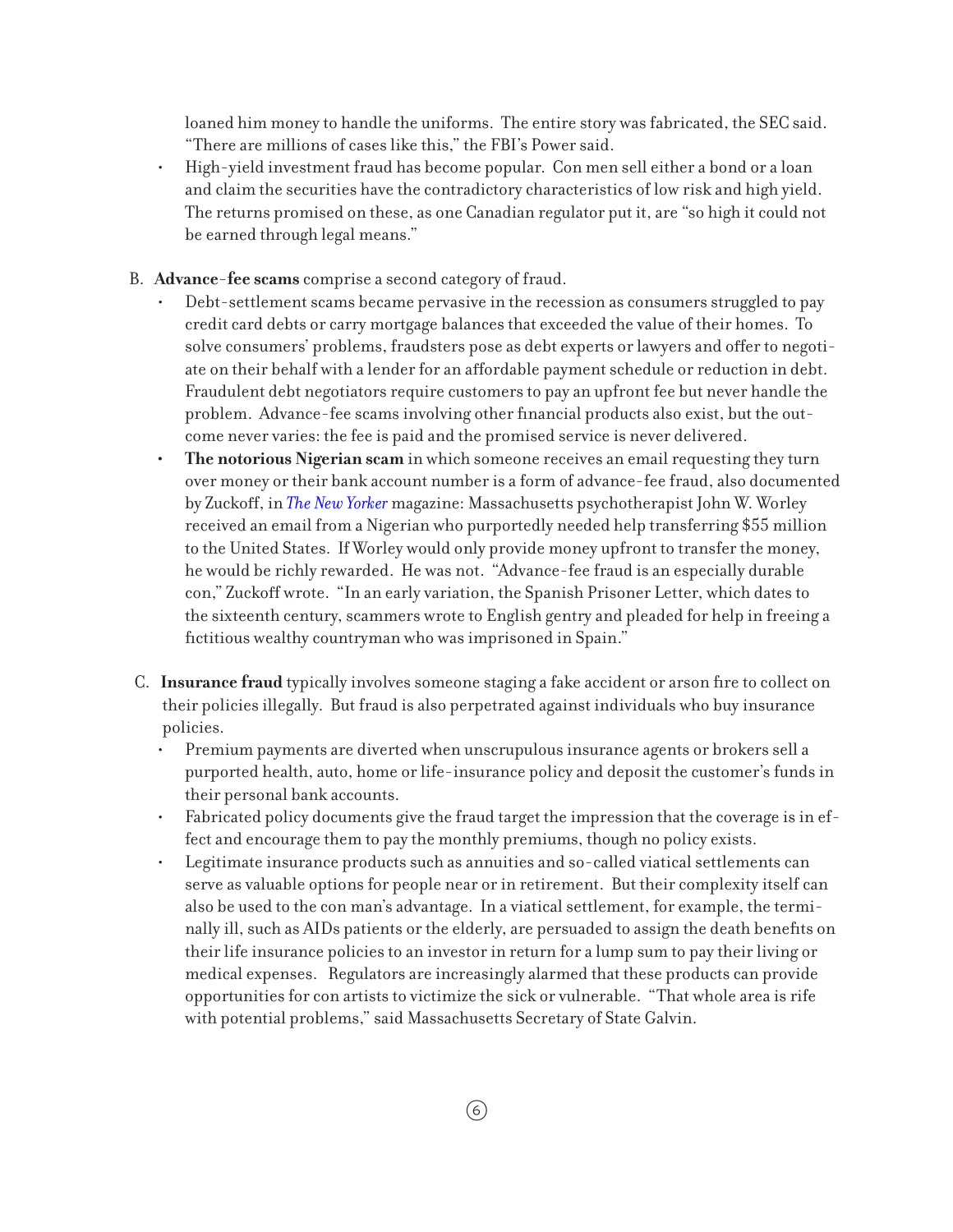loaned him money to handle the uniforms. The entire story was fabricated, the SEC said. "There are millions of cases like this," the FBI's Power said.

- High-yield investment fraud has become popular. Con men sell either a bond or a loan and claim the securities have the contradictory characteristics of low risk and high yield. The returns promised on these, as one Canadian regulator put it, are "so high it could not be earned through legal means."

B. **Advance-fee scams** comprise a second category of fraud.

- Debt-settlement scams became pervasive in the recession as consumers struggled to pay credit card debts or carry mortgage balances that exceeded the value of their homes. To solve consumers' problems, fraudsters pose as debt experts or lawyers and offer to negotiate on their behalf with a lender for an affordable payment schedule or reduction in debt. Fraudulent debt negotiators require customers to pay an upfront fee but never handle the problem. Advance-fee scams involving other financial products also exist, but the outcome never varies: the fee is paid and the promised service is never delivered.
- **The notorious Nigerian scam** in which someone receives an email requesting they turn over money or their bank account number is a form of advance-fee fraud, also documented by Zuckoff, in *The New Yorker* magazine: Massachusetts psychotherapist John W. Worley received an email from a Nigerian who purportedly needed help transferring $55 million to the United States. If Worley would only provide money upfront to transfer the money, he would be richly rewarded. He was not. "Advance-fee fraud is an especially durable con," Zuckoff wrote. "In an early variation, the Spanish Prisoner Letter, which dates to the sixteenth century, scammers wrote to English gentry and pleaded for help in freeing a fictitious wealthy countryman who was imprisoned in Spain."

C. **Insurance fraud** typically involves someone staging a fake accident or arson fire to collect on their policies illegally. But fraud is also perpetrated against individuals who buy insurance policies.

- Premium payments are diverted when unscrupulous insurance agents or brokers sell a purported health, auto, home or life-insurance policy and deposit the customer's funds in their personal bank accounts.
- Fabricated policy documents give the fraud target the impression that the coverage is in effect and encourage them to pay the monthly premiums, though no policy exists.
- Legitimate insurance products such as annuities and so-called viatical settlements can serve as valuable options for people near or in retirement. But their complexity itself can also be used to the con man's advantage. In a viatical settlement, for example, the terminally ill, such as AIDs patients or the elderly, are persuaded to assign the death benefits on their life insurance policies to an investor in return for a lump sum to pay their living or medical expenses. Regulators are increasingly alarmed that these products can provide opportunities for con artists to victimize the sick or vulnerable. "That whole area is rife with potential problems," said Massachusetts Secretary of State Galvin.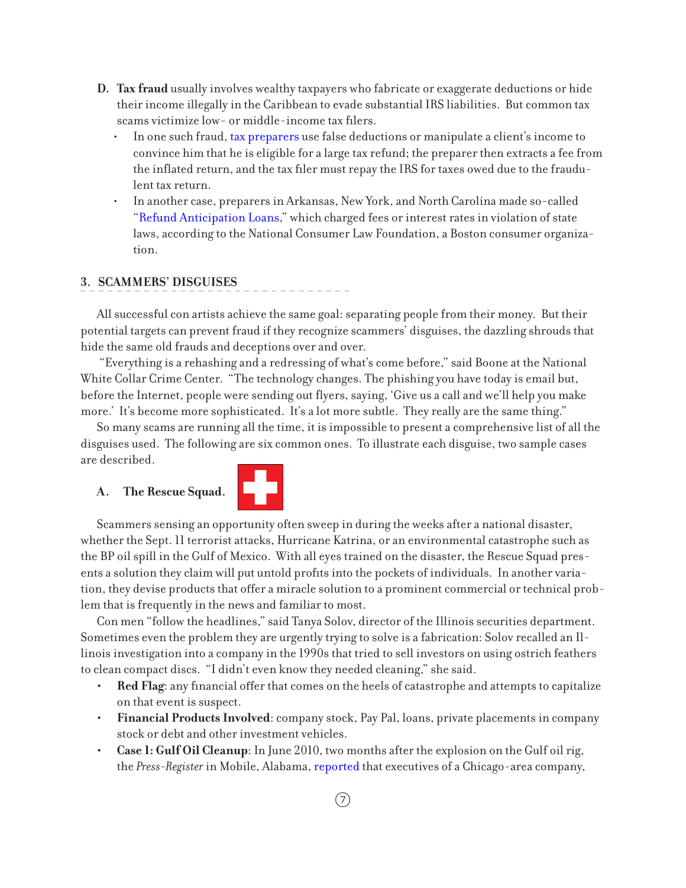- **D. Tax fraud** usually involves wealthy taxpayers who fabricate or exaggerate deductions or hide their income illegally in the Caribbean to evade substantial IRS liabilities. But common tax scams victimize low- or middle-income tax filers.
  - In one such fraud, tax preparers use false deductions or manipulate a client's income to convince him that he is eligible for a large tax refund; the preparer then extracts a fee from the inflated return, and the tax filer must repay the IRS for taxes owed due to the fraudulent tax return.
  - In another case, preparers in Arkansas, New York, and North Carolina made so-called "Refund Anticipation Loans," which charged fees or interest rates in violation of state laws, according to the National Consumer Law Foundation, a Boston consumer organization.

## 3. SCAMMERS' DISGUISES

All successful con artists achieve the same goal: separating people from their money. But their potential targets can prevent fraud if they recognize scammers' disguises, the dazzling shrouds that hide the same old frauds and deceptions over and over.

"Everything is a rehashing and a redressing of what's come before," said Boone at the National White Collar Crime Center. "The technology changes. The phishing you have today is email but, before the Internet, people were sending out flyers, saying, 'Give us a call and we'll help you make more.' It's become more sophisticated. It's a lot more subtle. They really are the same thing."

So many scams are running all the time, it is impossible to present a comprehensive list of all the disguises used. The following are six common ones. To illustrate each disguise, two sample cases are described.

### A. The Rescue Squad.

Scammers sensing an opportunity often sweep in during the weeks after a national disaster, whether the Sept. 11 terrorist attacks, Hurricane Katrina, or an environmental catastrophe such as the BP oil spill in the Gulf of Mexico. With all eyes trained on the disaster, the Rescue Squad presents a solution they claim will put untold profits into the pockets of individuals. In another variation, they devise products that offer a miracle solution to a prominent commercial or technical problem that is frequently in the news and familiar to most.

Con men "follow the headlines," said Tanya Solov, director of the Illinois securities department. Sometimes even the problem they are urgently trying to solve is a fabrication: Solov recalled an Illinois investigation into a company in the 1990s that tried to sell investors on using ostrich feathers to clean compact discs. "I didn't even know they needed cleaning," she said.

- **Red Flag**: any financial offer that comes on the heels of catastrophe and attempts to capitalize on that event is suspect.
- **Financial Products Involved**: company stock, Pay Pal, loans, private placements in company stock or debt and other investment vehicles.
- **Case 1: Gulf Oil Cleanup**: In June 2010, two months after the explosion on the Gulf oil rig, the *Press-Register* in Mobile, Alabama, reported that executives of a Chicago-area company,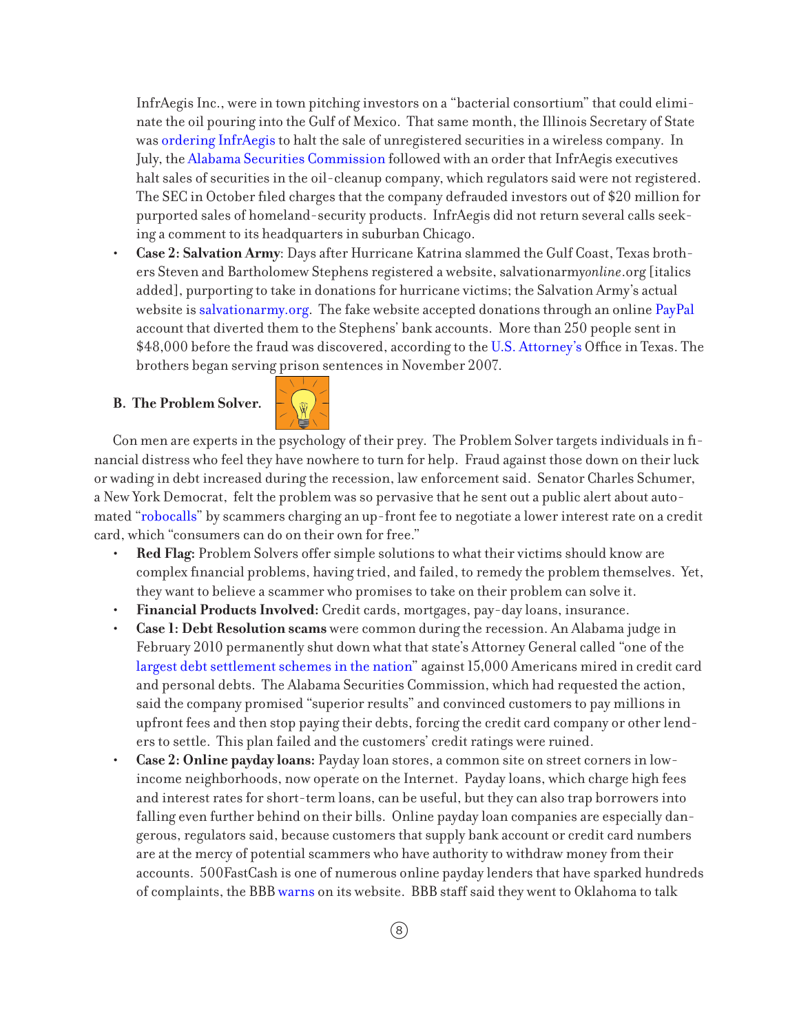InfrAegis Inc., were in town pitching investors on a "bacterial consortium" that could eliminate the oil pouring into the Gulf of Mexico. That same month, the Illinois Secretary of State was ordering InfrAegis to halt the sale of unregistered securities in a wireless company. In July, the Alabama Securities Commission followed with an order that InfrAegis executives halt sales of securities in the oil-cleanup company, which regulators said were not registered. The SEC in October filed charges that the company defrauded investors out of $20 million for purported sales of homeland-security products. InfrAegis did not return several calls seeking a comment to its headquarters in suburban Chicago.

- **Case 2: Salvation Army**: Days after Hurricane Katrina slammed the Gulf Coast, Texas brothers Steven and Bartholomew Stephens registered a website, salvationarmy*online*.org [italics added], purporting to take in donations for hurricane victims; the Salvation Army's actual website is salvationarmy.org. The fake website accepted donations through an online PayPal account that diverted them to the Stephens' bank accounts. More than 250 people sent in $48,000 before the fraud was discovered, according to the U.S. Attorney's Office in Texas. The brothers began serving prison sentences in November 2007.

**B. The Problem Solver.**

Con men are experts in the psychology of their prey. The Problem Solver targets individuals in financial distress who feel they have nowhere to turn for help. Fraud against those down on their luck or wading in debt increased during the recession, law enforcement said. Senator Charles Schumer, a New York Democrat, felt the problem was so pervasive that he sent out a public alert about automated "robocalls" by scammers charging an up-front fee to negotiate a lower interest rate on a credit card, which "consumers can do on their own for free."

- **Red Flag:** Problem Solvers offer simple solutions to what their victims should know are complex financial problems, having tried, and failed, to remedy the problem themselves. Yet, they want to believe a scammer who promises to take on their problem can solve it.
- **Financial Products Involved:** Credit cards, mortgages, pay-day loans, insurance.
- **Case 1: Debt Resolution scams** were common during the recession. An Alabama judge in February 2010 permanently shut down what that state's Attorney General called "one of the largest debt settlement schemes in the nation" against 15,000 Americans mired in credit card and personal debts. The Alabama Securities Commission, which had requested the action, said the company promised "superior results" and convinced customers to pay millions in upfront fees and then stop paying their debts, forcing the credit card company or other lenders to settle. This plan failed and the customers' credit ratings were ruined.
- **Case 2: Online payday loans:** Payday loan stores, a common site on street corners in low-income neighborhoods, now operate on the Internet. Payday loans, which charge high fees and interest rates for short-term loans, can be useful, but they can also trap borrowers into falling even further behind on their bills. Online payday loan companies are especially dangerous, regulators said, because customers that supply bank account or credit card numbers are at the mercy of potential scammers who have authority to withdraw money from their accounts. 500FastCash is one of numerous online payday lenders that have sparked hundreds of complaints, the BBB warns on its website. BBB staff said they went to Oklahoma to talk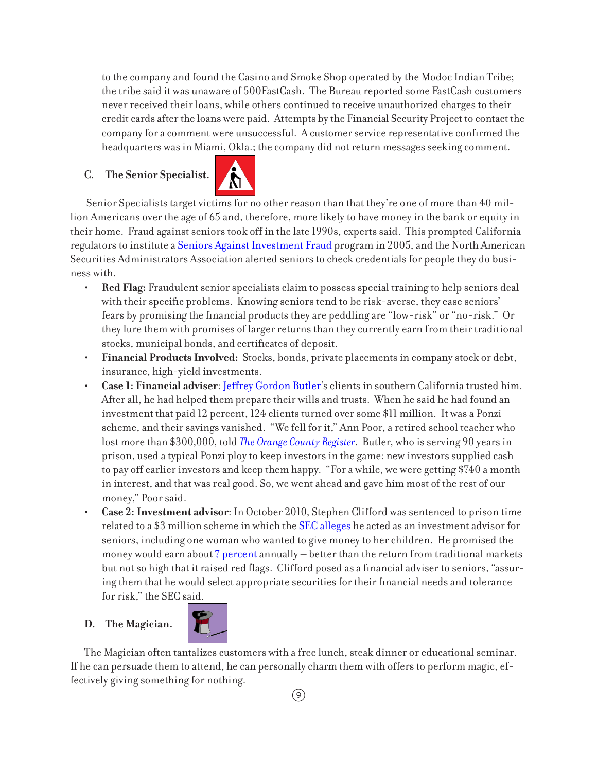to the company and found the Casino and Smoke Shop operated by the Modoc Indian Tribe; the tribe said it was unaware of 500FastCash. The Bureau reported some FastCash customers never received their loans, while others continued to receive unauthorized charges to their credit cards after the loans were paid. Attempts by the Financial Security Project to contact the company for a comment were unsuccessful. A customer service representative confirmed the headquarters was in Miami, Okla.; the company did not return messages seeking comment.

### C. The Senior Specialist.

Senior Specialists target victims for no other reason than that they're one of more than 40 million Americans over the age of 65 and, therefore, more likely to have money in the bank or equity in their home. Fraud against seniors took off in the late 1990s, experts said. This prompted California regulators to institute a Seniors Against Investment Fraud program in 2005, and the North American Securities Administrators Association alerted seniors to check credentials for people they do business with.

- **Red Flag:** Fraudulent senior specialists claim to possess special training to help seniors deal with their specific problems. Knowing seniors tend to be risk-averse, they ease seniors' fears by promising the financial products they are peddling are "low-risk" or "no-risk." Or they lure them with promises of larger returns than they currently earn from their traditional stocks, municipal bonds, and certificates of deposit.
- **Financial Products Involved:** Stocks, bonds, private placements in company stock or debt, insurance, high-yield investments.
- **Case 1: Financial adviser**: Jeffrey Gordon Butler's clients in southern California trusted him. After all, he had helped them prepare their wills and trusts. When he said he had found an investment that paid 12 percent, 124 clients turned over some $11 million. It was a Ponzi scheme, and their savings vanished. "We fell for it," Ann Poor, a retired school teacher who lost more than $300,000, told *The Orange County Register*. Butler, who is serving 90 years in prison, used a typical Ponzi ploy to keep investors in the game: new investors supplied cash to pay off earlier investors and keep them happy. "For a while, we were getting $740 a month in interest, and that was real good. So, we went ahead and gave him most of the rest of our money," Poor said.
- **Case 2: Investment advisor**: In October 2010, Stephen Clifford was sentenced to prison time related to a $3 million scheme in which the SEC alleges he acted as an investment advisor for seniors, including one woman who wanted to give money to her children. He promised the money would earn about 7 percent annually – better than the return from traditional markets but not so high that it raised red flags. Clifford posed as a financial adviser to seniors, "assuring them that he would select appropriate securities for their financial needs and tolerance for risk," the SEC said.

### D. The Magician.

The Magician often tantalizes customers with a free lunch, steak dinner or educational seminar. If he can persuade them to attend, he can personally charm them with offers to perform magic, effectively giving something for nothing.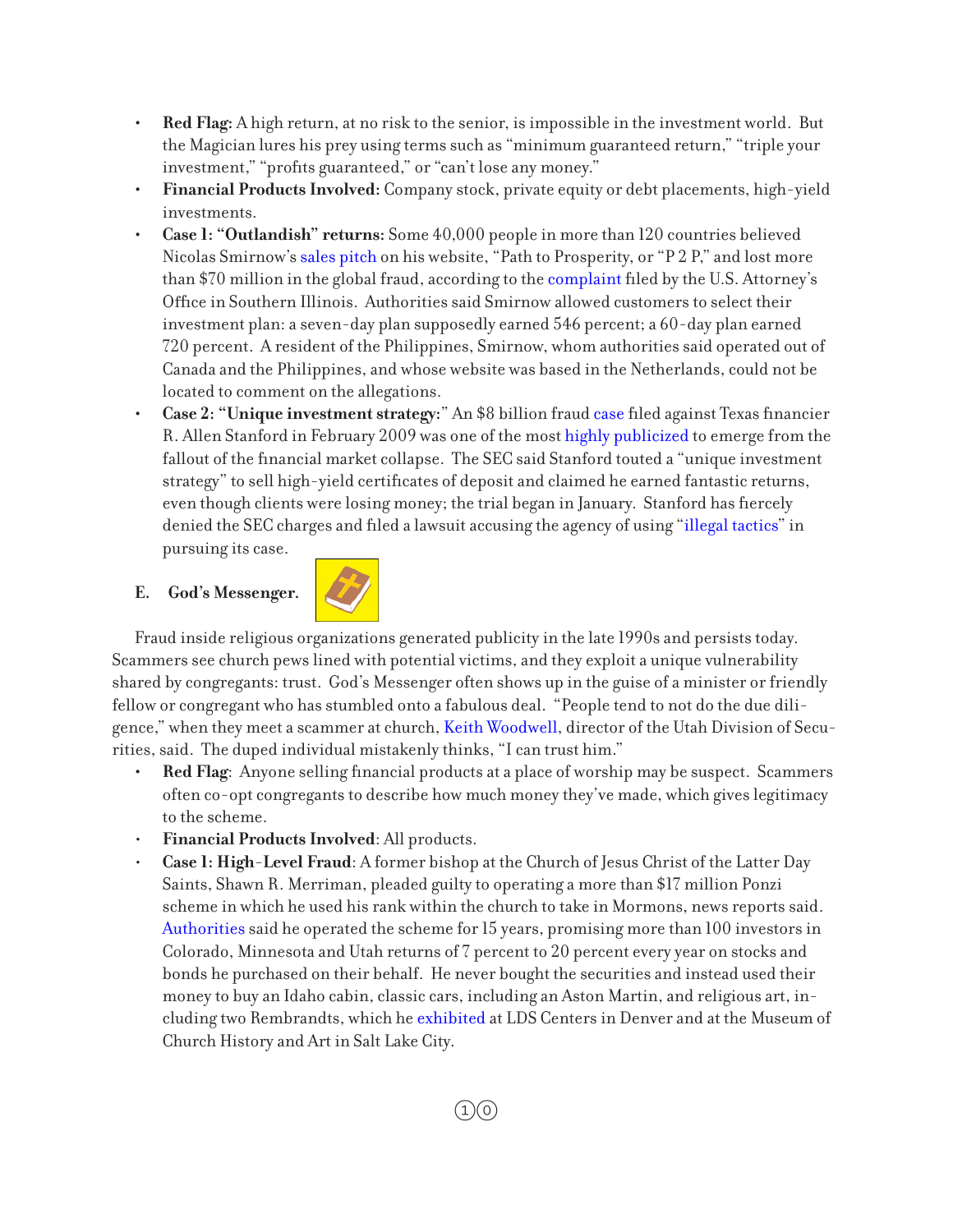- **Red Flag:** A high return, at no risk to the senior, is impossible in the investment world. But the Magician lures his prey using terms such as "minimum guaranteed return," "triple your investment," "profits guaranteed," or "can't lose any money."
- **Financial Products Involved:** Company stock, private equity or debt placements, high-yield investments.
- **Case 1: "Outlandish" returns:** Some 40,000 people in more than 120 countries believed Nicolas Smirnow's sales pitch on his website, "Path to Prosperity, or "P 2 P," and lost more than $70 million in the global fraud, according to the complaint filed by the U.S. Attorney's Office in Southern Illinois. Authorities said Smirnow allowed customers to select their investment plan: a seven-day plan supposedly earned 546 percent; a 60-day plan earned 720 percent. A resident of the Philippines, Smirnow, whom authorities said operated out of Canada and the Philippines, and whose website was based in the Netherlands, could not be located to comment on the allegations.
- **Case 2: "Unique investment strategy:"** An $8 billion fraud case filed against Texas financier R. Allen Stanford in February 2009 was one of the most highly publicized to emerge from the fallout of the financial market collapse. The SEC said Stanford touted a "unique investment strategy" to sell high-yield certificates of deposit and claimed he earned fantastic returns, even though clients were losing money; the trial began in January. Stanford has fiercely denied the SEC charges and filed a lawsuit accusing the agency of using "illegal tactics" in pursuing its case.

### E. God's Messenger.

Fraud inside religious organizations generated publicity in the late 1990s and persists today. Scammers see church pews lined with potential victims, and they exploit a unique vulnerability shared by congregants: trust. God's Messenger often shows up in the guise of a minister or friendly fellow or congregant who has stumbled onto a fabulous deal. "People tend to not do the due diligence," when they meet a scammer at church, Keith Woodwell, director of the Utah Division of Securities, said. The duped individual mistakenly thinks, "I can trust him."

- **Red Flag**: Anyone selling financial products at a place of worship may be suspect. Scammers often co-opt congregants to describe how much money they've made, which gives legitimacy to the scheme.
- **Financial Products Involved**: All products.
- **Case 1: High-Level Fraud**: A former bishop at the Church of Jesus Christ of the Latter Day Saints, Shawn R. Merriman, pleaded guilty to operating a more than $17 million Ponzi scheme in which he used his rank within the church to take in Mormons, news reports said. Authorities said he operated the scheme for 15 years, promising more than 100 investors in Colorado, Minnesota and Utah returns of 7 percent to 20 percent every year on stocks and bonds he purchased on their behalf. He never bought the securities and instead used their money to buy an Idaho cabin, classic cars, including an Aston Martin, and religious art, including two Rembrandts, which he exhibited at LDS Centers in Denver and at the Museum of Church History and Art in Salt Lake City.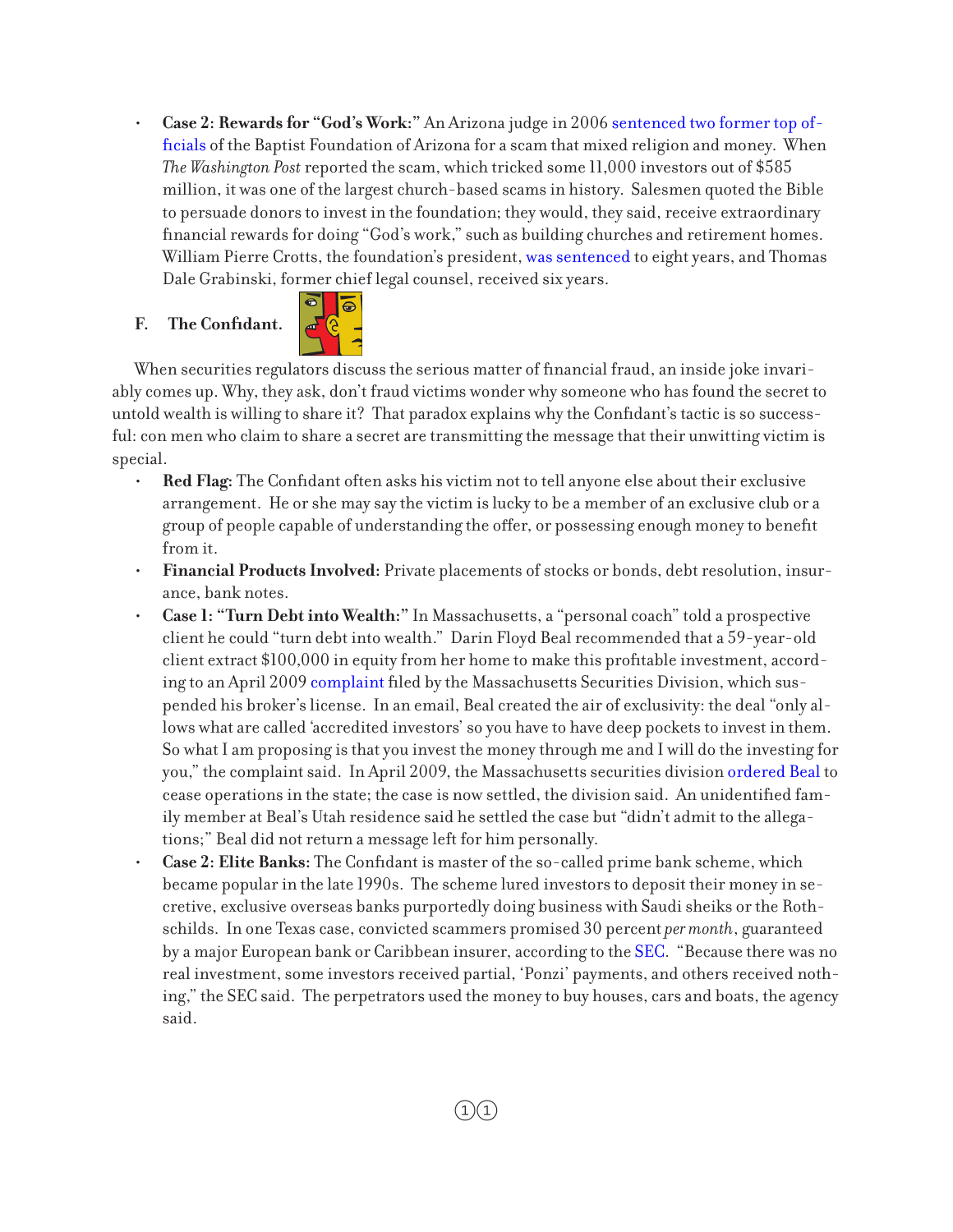- **Case 2: Rewards for "God's Work:"** An Arizona judge in 2006 sentenced two former top officials of the Baptist Foundation of Arizona for a scam that mixed religion and money. When *The Washington Post* reported the scam, which tricked some 11,000 investors out of $585 million, it was one of the largest church-based scams in history. Salesmen quoted the Bible to persuade donors to invest in the foundation; they would, they said, receive extraordinary financial rewards for doing "God's work," such as building churches and retirement homes. William Pierre Crotts, the foundation's president, was sentenced to eight years, and Thomas Dale Grabinski, former chief legal counsel, received six years.

## F. The Confidant.

When securities regulators discuss the serious matter of financial fraud, an inside joke invariably comes up. Why, they ask, don't fraud victims wonder why someone who has found the secret to untold wealth is willing to share it? That paradox explains why the Confidant's tactic is so successful: con men who claim to share a secret are transmitting the message that their unwitting victim is special.

- **Red Flag:** The Confidant often asks his victim not to tell anyone else about their exclusive arrangement. He or she may say the victim is lucky to be a member of an exclusive club or a group of people capable of understanding the offer, or possessing enough money to benefit from it.
- **Financial Products Involved:** Private placements of stocks or bonds, debt resolution, insurance, bank notes.
- **Case 1: "Turn Debt into Wealth:"** In Massachusetts, a "personal coach" told a prospective client he could "turn debt into wealth." Darin Floyd Beal recommended that a 59-year-old client extract $100,000 in equity from her home to make this profitable investment, according to an April 2009 complaint filed by the Massachusetts Securities Division, which suspended his broker's license. In an email, Beal created the air of exclusivity: the deal "only allows what are called 'accredited investors' so you have to have deep pockets to invest in them. So what I am proposing is that you invest the money through me and I will do the investing for you," the complaint said. In April 2009, the Massachusetts securities division ordered Beal to cease operations in the state; the case is now settled, the division said. An unidentified family member at Beal's Utah residence said he settled the case but "didn't admit to the allegations;" Beal did not return a message left for him personally.
- **Case 2: Elite Banks:** The Confidant is master of the so-called prime bank scheme, which became popular in the late 1990s. The scheme lured investors to deposit their money in secretive, exclusive overseas banks purportedly doing business with Saudi sheiks or the Rothschilds. In one Texas case, convicted scammers promised 30 percent *per month*, guaranteed by a major European bank or Caribbean insurer, according to the SEC. "Because there was no real investment, some investors received partial, 'Ponzi' payments, and others received nothing," the SEC said. The perpetrators used the money to buy houses, cars and boats, the agency said.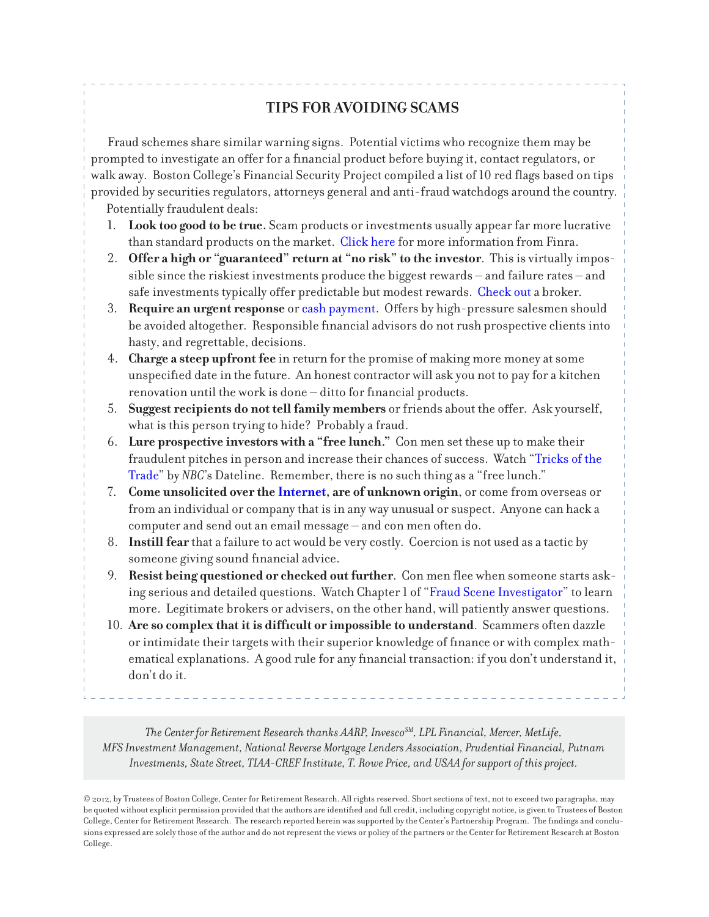## TIPS FOR AVOIDING SCAMS

Fraud schemes share similar warning signs. Potential victims who recognize them may be prompted to investigate an offer for a financial product before buying it, contact regulators, or walk away. Boston College's Financial Security Project compiled a list of 10 red flags based on tips provided by securities regulators, attorneys general and anti-fraud watchdogs around the country.

Potentially fraudulent deals:

1. **Look too good to be true.** Scam products or investments usually appear far more lucrative than standard products on the market. Click here for more information from Finra.
2. **Offer a high or "guaranteed" return at "no risk" to the investor**. This is virtually impossible since the riskiest investments produce the biggest rewards – and failure rates – and safe investments typically offer predictable but modest rewards. Check out a broker.
3. **Require an urgent response** or cash payment. Offers by high-pressure salesmen should be avoided altogether. Responsible financial advisors do not rush prospective clients into hasty, and regrettable, decisions.
4. **Charge a steep upfront fee** in return for the promise of making more money at some unspecified date in the future. An honest contractor will ask you not to pay for a kitchen renovation until the work is done – ditto for financial products.
5. **Suggest recipients do not tell family members** or friends about the offer. Ask yourself, what is this person trying to hide? Probably a fraud.
6. **Lure prospective investors with a "free lunch."** Con men set these up to make their fraudulent pitches in person and increase their chances of success. Watch "Tricks of the Trade" by *NBC*'s Dateline. Remember, there is no such thing as a "free lunch."
7. **Come unsolicited over the Internet, are of unknown origin**, or come from overseas or from an individual or company that is in any way unusual or suspect. Anyone can hack a computer and send out an email message – and con men often do.
8. **Instill fear** that a failure to act would be very costly. Coercion is not used as a tactic by someone giving sound financial advice.
9. **Resist being questioned or checked out further**. Con men flee when someone starts asking serious and detailed questions. Watch Chapter 1 of "Fraud Scene Investigator" to learn more. Legitimate brokers or advisers, on the other hand, will patiently answer questions.
10. **Are so complex that it is difficult or impossible to understand**. Scammers often dazzle or intimidate their targets with their superior knowledge of finance or with complex mathematical explanations. A good rule for any financial transaction: if you don't understand it, don't do it.

*The Center for Retirement Research thanks AARP, Invesco[SM], LPL Financial, Mercer, MetLife, MFS Investment Management, National Reverse Mortgage Lenders Association, Prudential Financial, Putnam Investments, State Street, TIAA-CREF Institute, T. Rowe Price, and USAA for support of this project.*

© 2012, by Trustees of Boston College, Center for Retirement Research. All rights reserved. Short sections of text, not to exceed two paragraphs, may be quoted without explicit permission provided that the authors are identified and full credit, including copyright notice, is given to Trustees of Boston College, Center for Retirement Research. The research reported herein was supported by the Center's Partnership Program. The findings and conclusions expressed are solely those of the author and do not represent the views or policy of the partners or the Center for Retirement Research at Boston College.